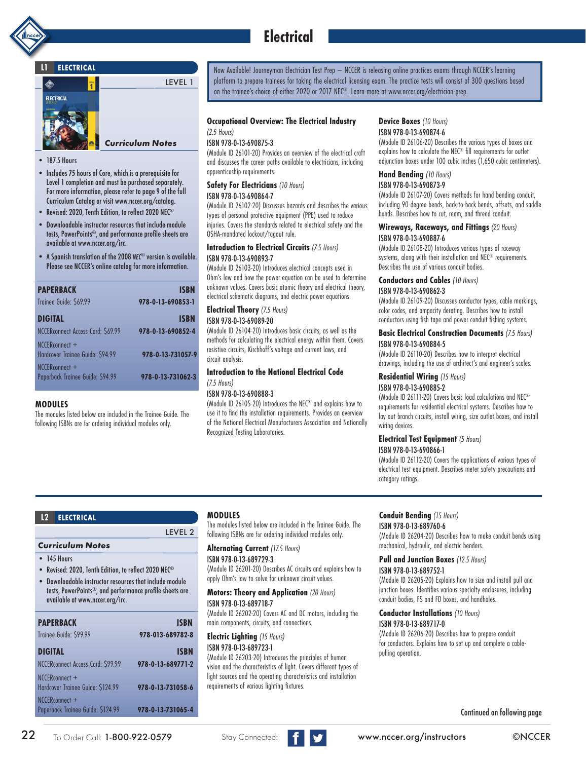# Electrical

## L1 ELECTRICAL

LEVEL 1

### *Curriculum Notes*

- 187.5 Hours
- Includes 75 hours of Core, which is a prerequisite for Level 1 completion and must be purchased separately. For more information, please refer to page 9 of the full Curriculum Catalog or visit www.nccer.org/catalog.
- Revised: 2020, Tenth Edition, to reflect 2020 NEC®
- Downloadable instructor resources that include module tests, PowerPoints®, and performance profile sheets are available at www.nccer.org/irc.
- A Spanish translation of the 2008 *NEC®* version is available. Please see NCCER's online catalog for more information.

| PAPERBACK | ISBN |
|---|---|
| Trainee Guide: $69.99 | 978-0-13-690853-1 |
| **DIGITAL** | **ISBN** |
| NCCERconnect Access Card: $69.99 | 978-0-13-690852-4 |
| NCCERconnect + Hardcover Trainee Guide: $94.99 | 978-0-13-731057-9 |
| NCCERconnect + Paperback Trainee Guide: $94.99 | 978-0-13-731062-3 |

### MODULES

The modules listed below are included in the Trainee Guide. The following ISBNs are for ordering individual modules only.

Now Available! Journeyman Electrician Test Prep – NCCER is releasing online practices exams through NCCER's learning platform to prepare trainees for taking the electrical licensing exam. The practice tests will consist of 300 questions based on the trainee's choice of either 2020 or 2017 NEC®. Learn more at www.nccer.org/electrician-prep.

**Occupational Overview: The Electrical Industry** *(2.5 Hours)*
ISBN 978-0-13-690875-3
(Module ID 26101-20) Provides an overview of the electrical craft and discusses the career paths available to electricians, including apprenticeship requirements.

**Safety For Electricians** *(10 Hours)*
ISBN 978-0-13-690864-7
(Module ID 26102-20) Discusses hazards and describes the various types of personal protective equipment (PPE) used to reduce injuries. Covers the standards related to electrical safety and the OSHA-mandated lockout/tagout rule.

**Introduction to Electrical Circuits** *(7.5 Hours)*
ISBN 978-0-13-690893-7
(Module ID 26103-20) Introduces electrical concepts used in Ohm's law and how the power equation can be used to determine unknown values. Covers basic atomic theory and electrical theory, electrical schematic diagrams, and electric power equations.

**Electrical Theory** *(7.5 Hours)*
ISBN 978-0-13-69089-20
(Module ID 26104-20) Introduces basic circuits, as well as the methods for calculating the electrical energy within them. Covers resistive circuits, Kirchhoff's voltage and current laws, and circuit analysis.

**Introduction to the National Electrical Code** *(7.5 Hours)*
ISBN 978-0-13-690888-3
(Module ID 26105-20) Introduces the NEC® and explains how to use it to find the installation requirements. Provides an overview of the National Electrical Manufacturers Association and Nationally Recognized Testing Laboratories.

**Device Boxes** *(10 Hours)*
ISBN 978-0-13-690874-6
(Module ID 26106-20) Describes the various types of boxes and explains how to calculate the NEC® fill requirements for outlet adjunction boxes under 100 cubic inches (1,650 cubic centimeters).

**Hand Bending** *(10 Hours)*
ISBN 978-0-13-690873-9
(Module ID 26107-20) Covers methods for hand bending conduit, including 90-degree bends, back-to-back bends, offsets, and saddle bends. Describes how to cut, ream, and thread conduit.

**Wireways, Raceways, and Fittings** *(20 Hours)*
ISBN 978-0-13-690887-6
(Module ID 26108-20) Introduces various types of raceway systems, along with their installation and NEC® requirements. Describes the use of various conduit bodies.

**Conductors and Cables** *(10 Hours)*
ISBN 978-0-13-690862-3
(Module ID 26109-20) Discusses conductor types, cable markings, color codes, and ampacity derating. Describes how to install conductors using fish tape and power conduit fishing systems.

**Basic Electrical Construction Documents** *(7.5 Hours)*
ISBN 978-0-13-690884-5
(Module ID 26110-20) Describes how to interpret electrical drawings, including the use of architect's and engineer's scales.

**Residential Wiring** *(15 Hours)*
ISBN 978-0-13-690885-2
(Module ID 26111-20) Covers basic load calculations and NEC® requirements for residential electrical systems. Describes how to lay out branch circuits, install wiring, size outlet boxes, and install wiring devices.

**Electrical Test Equipment** *(5 Hours)*
ISBN 978-0-13-690866-1
(Module ID 26112-20) Covers the applications of various types of electrical test equipment. Describes meter safety precautions and category ratings.

## L2 ELECTRICAL

LEVEL 2

### *Curriculum Notes*

- 145 Hours
- Revised: 2020, Tenth Edition, to reflect 2020 NEC®
- Downloadable instructor resources that include module tests, PowerPoints®, and performance profile sheets are available at www.nccer.org/irc.

| PAPERBACK | ISBN |
|---|---|
| Trainee Guide: $99.99 | 978-013-689782-8 |
| **DIGITAL** | **ISBN** |
| NCCERconnect Access Card: $99.99 | 978-0-13-689771-2 |
| NCCERconnect + Hardcover Trainee Guide: $124.99 | 978-0-13-731058-6 |
| NCCERconnect + Paperback Trainee Guide: $124.99 | 978-0-13-731065-4 |

### MODULES

The modules listed below are included in the Trainee Guide. The following ISBNs are for ordering individual modules only.

**Alternating Current** *(17.5 Hours)*
ISBN 978-0-13-689729-3
(Module ID 26201-20) Describes AC circuits and explains how to apply Ohm's law to solve for unknown circuit values.

**Motors: Theory and Application** *(20 Hours)*
ISBN 978-0-13-689718-7
(Module ID 26202-20) Covers AC and DC motors, including the main components, circuits, and connections.

**Electric Lighting** *(15 Hours)*
ISBN 978-0-13-689723-1
(Module ID 26203-20) Introduces the principles of human vision and the characteristics of light. Covers different types of light sources and the operating characteristics and installation requirements of various lighting fixtures.

**Conduit Bending** *(15 Hours)*
ISBN 978-0-13-689760-6
(Module ID 26204-20) Describes how to make conduit bends using mechanical, hydraulic, and electric benders.

**Pull and Junction Boxes** *(12.5 Hours)*
ISBN 978-0-13-689752-1
(Module ID 26205-20) Explains how to size and install pull and junction boxes. Identifies various specialty enclosures, including conduit bodies, FS and FD boxes, and handholes.

**Conductor Installations** *(10 Hours)*
ISBN 978-0-13-689717-0
(Module ID 26206-20) Describes how to prepare conduit for conductors. Explains how to set up and complete a cable-pulling operation.

Continued on following page

To Order Call: 1-800-922-0579 Stay Connected: www.nccer.org/instructors ©NCCER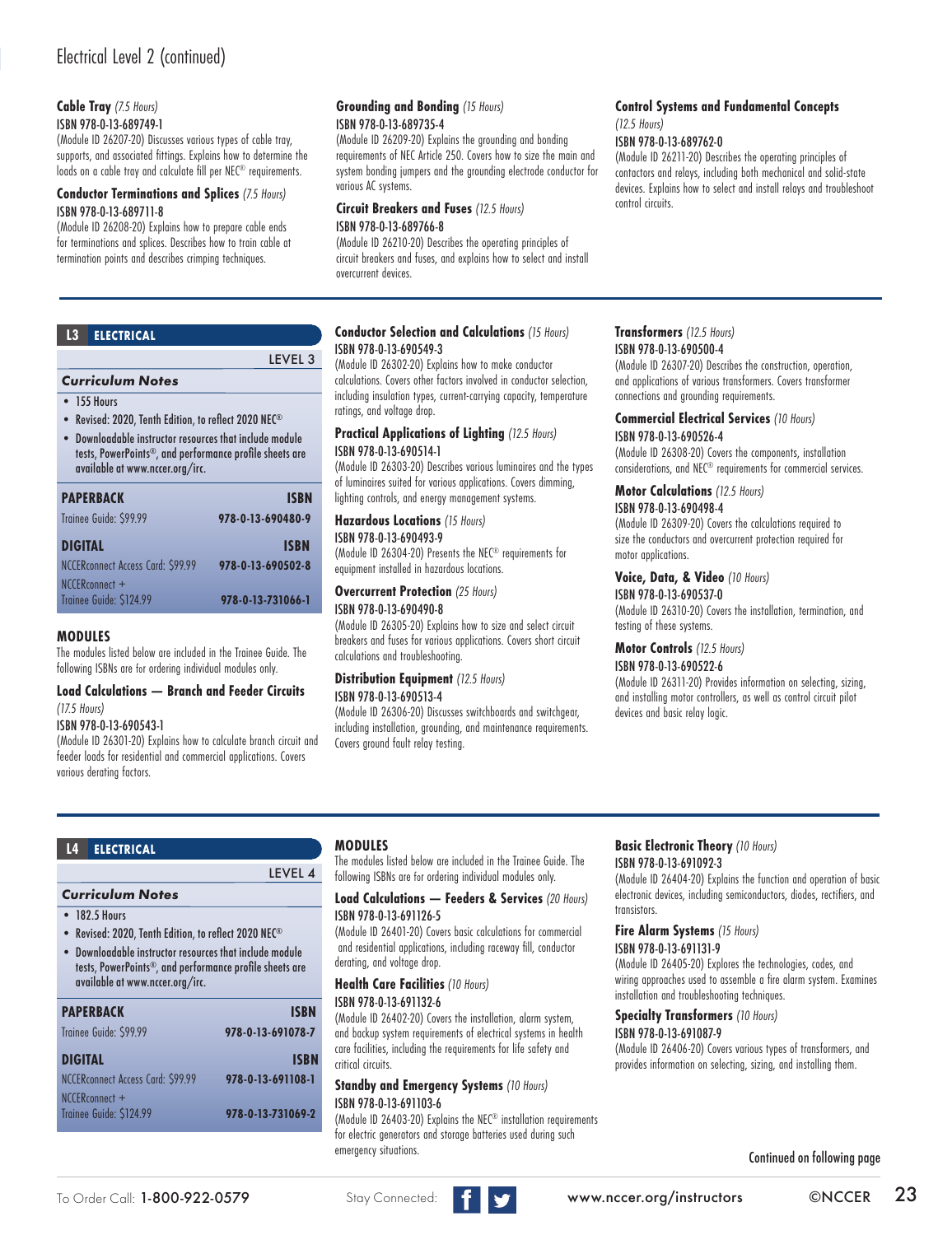# Electrical Level 2 (continued)

**Cable Tray** *(7.5 Hours)*
ISBN 978-0-13-689749-1
(Module ID 26207-20) Discusses various types of cable tray, supports, and associated fittings. Explains how to determine the loads on a cable tray and calculate fill per NEC® requirements.

**Conductor Terminations and Splices** *(7.5 Hours)*
ISBN 978-0-13-689711-8
(Module ID 26208-20) Explains how to prepare cable ends for terminations and splices. Describes how to train cable at termination points and describes crimping techniques.

**Grounding and Bonding** *(15 Hours)*
ISBN 978-0-13-689735-4
(Module ID 26209-20) Explains the grounding and bonding requirements of NEC Article 250. Covers how to size the main and system bonding jumpers and the grounding electrode conductor for various AC systems.

**Circuit Breakers and Fuses** *(12.5 Hours)*
ISBN 978-0-13-689766-8
(Module ID 26210-20) Describes the operating principles of circuit breakers and fuses, and explains how to select and install overcurrent devices.

**Control Systems and Fundamental Concepts** *(12.5 Hours)*
ISBN 978-0-13-689762-0
(Module ID 26211-20) Describes the operating principles of contactors and relays, including both mechanical and solid-state devices. Explains how to select and install relays and troubleshoot control circuits.

## L3 ELECTRICAL

LEVEL 3

**Curriculum Notes**

- 155 Hours
- Revised: 2020, Tenth Edition, to reflect 2020 NEC®
- Downloadable instructor resources that include module tests, PowerPoints®, and performance profile sheets are available at www.nccer.org/irc.

| PAPERBACK | ISBN |
|---|---|
| Trainee Guide: $99.99 | 978-0-13-690480-9 |
| **DIGITAL** | **ISBN** |
| NCCERconnect Access Card: $99.99 | 978-0-13-690502-8 |
| NCCERconnect + Trainee Guide: $124.99 | 978-0-13-731066-1 |

### MODULES

The modules listed below are included in the Trainee Guide. The following ISBNs are for ordering individual modules only.

**Load Calculations — Branch and Feeder Circuits** *(17.5 Hours)*
ISBN 978-0-13-690543-1
(Module ID 26301-20) Explains how to calculate branch circuit and feeder loads for residential and commercial applications. Covers various derating factors.

**Conductor Selection and Calculations** *(15 Hours)*
ISBN 978-0-13-690549-3
(Module ID 26302-20) Explains how to make conductor calculations. Covers other factors involved in conductor selection, including insulation types, current-carrying capacity, temperature ratings, and voltage drop.

**Practical Applications of Lighting** *(12.5 Hours)*
ISBN 978-0-13-690514-1
(Module ID 26303-20) Describes various luminaires and the types of luminaires suited for various applications. Covers dimming, lighting controls, and energy management systems.

**Hazardous Locations** *(15 Hours)*
ISBN 978-0-13-690493-9
(Module ID 26304-20) Presents the NEC® requirements for equipment installed in hazardous locations.

**Overcurrent Protection** *(25 Hours)*
ISBN 978-0-13-690490-8
(Module ID 26305-20) Explains how to size and select circuit breakers and fuses for various applications. Covers short circuit calculations and troubleshooting.

**Distribution Equipment** *(12.5 Hours)*
ISBN 978-0-13-690513-4
(Module ID 26306-20) Discusses switchboards and switchgear, including installation, grounding, and maintenance requirements. Covers ground fault relay testing.

**Transformers** *(12.5 Hours)*
ISBN 978-0-13-690500-4
(Module ID 26307-20) Describes the construction, operation, and applications of various transformers. Covers transformer connections and grounding requirements.

**Commercial Electrical Services** *(10 Hours)*
ISBN 978-0-13-690526-4
(Module ID 26308-20) Covers the components, installation considerations, and NEC® requirements for commercial services.

**Motor Calculations** *(12.5 Hours)*
ISBN 978-0-13-690498-4
(Module ID 26309-20) Covers the calculations required to size the conductors and overcurrent protection required for motor applications.

**Voice, Data, & Video** *(10 Hours)*
ISBN 978-0-13-690537-0
(Module ID 26310-20) Covers the installation, termination, and testing of these systems.

**Motor Controls** *(12.5 Hours)*
ISBN 978-0-13-690522-6
(Module ID 26311-20) Provides information on selecting, sizing, and installing motor controllers, as well as control circuit pilot devices and basic relay logic.

## L4 ELECTRICAL

LEVEL 4

**Curriculum Notes**

- 182.5 Hours
- Revised: 2020, Tenth Edition, to reflect 2020 NEC®
- Downloadable instructor resources that include module tests, PowerPoints®, and performance profile sheets are available at www.nccer.org/irc.

| PAPERBACK | ISBN |
|---|---|
| Trainee Guide: $99.99 | 978-0-13-691078-7 |
| **DIGITAL** | **ISBN** |
| NCCERconnect Access Card: $99.99 | 978-0-13-691108-1 |
| NCCERconnect + Trainee Guide: $124.99 | 978-0-13-731069-2 |

### MODULES

The modules listed below are included in the Trainee Guide. The following ISBNs are for ordering individual modules only.

**Load Calculations — Feeders & Services** *(20 Hours)*
ISBN 978-0-13-691126-5
(Module ID 26401-20) Covers basic calculations for commercial and residential applications, including raceway fill, conductor derating, and voltage drop.

**Health Care Facilities** *(10 Hours)*
ISBN 978-0-13-691132-6
(Module ID 26402-20) Covers the installation, alarm system, and backup system requirements of electrical systems in health care facilities, including the requirements for life safety and critical circuits.

**Standby and Emergency Systems** *(10 Hours)*
ISBN 978-0-13-691103-6
(Module ID 26403-20) Explains the NEC® installation requirements for electric generators and storage batteries used during such emergency situations.

**Basic Electronic Theory** *(10 Hours)*
ISBN 978-0-13-691092-3
(Module ID 26404-20) Explains the function and operation of basic electronic devices, including semiconductors, diodes, rectifiers, and transistors.

**Fire Alarm Systems** *(15 Hours)*
ISBN 978-0-13-691131-9
(Module ID 26405-20) Explores the technologies, codes, and wiring approaches used to assemble a fire alarm system. Examines installation and troubleshooting techniques.

**Specialty Transformers** *(10 Hours)*
ISBN 978-0-13-691087-9
(Module ID 26406-20) Covers various types of transformers, and provides information on selecting, sizing, and installing them.

Continued on following page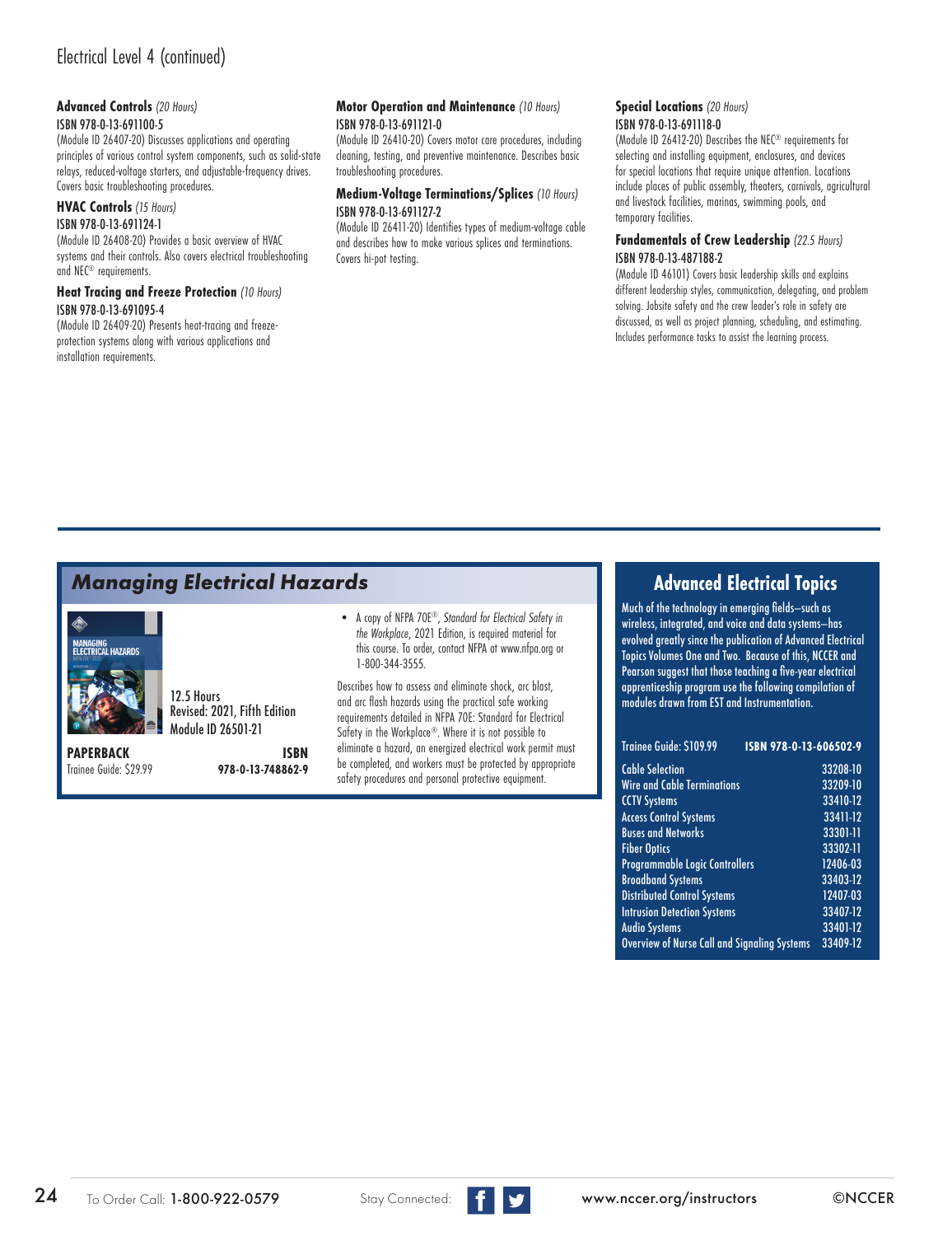# Electrical Level 4 (continued)

**Advanced Controls** *(20 Hours)*
ISBN 978-0-13-691100-5
(Module ID 26407-20) Discusses applications and operating principles of various control system components, such as solid-state relays, reduced-voltage starters, and adjustable-frequency drives. Covers basic troubleshooting procedures.

**HVAC Controls** *(15 Hours)*
ISBN 978-0-13-691124-1
(Module ID 26408-20) Provides a basic overview of HVAC systems and their controls. Also covers electrical troubleshooting and NEC® requirements.

**Heat Tracing and Freeze Protection** *(10 Hours)*
ISBN 978-0-13-691095-4
(Module ID 26409-20) Presents heat-tracing and freeze-protection systems along with various applications and installation requirements.

**Motor Operation and Maintenance** *(10 Hours)*
ISBN 978-0-13-691121-0
(Module ID 26410-20) Covers motor care procedures, including cleaning, testing, and preventive maintenance. Describes basic troubleshooting procedures.

**Medium-Voltage Terminations/Splices** *(10 Hours)*
ISBN 978-0-13-691127-2
(Module ID 26411-20) Identifies types of medium-voltage cable and describes how to make various splices and terminations. Covers hi-pot testing.

**Special Locations** *(20 Hours)*
ISBN 978-0-13-691118-0
(Module ID 26412-20) Describes the NEC® requirements for selecting and installing equipment, enclosures, and devices for special locations that require unique attention. Locations include places of public assembly, theaters, carnivals, agricultural and livestock facilities, marinas, swimming pools, and temporary facilities.

**Fundamentals of Crew Leadership** *(22.5 Hours)*
ISBN 978-0-13-487188-2
(Module ID 46101) Covers basic leadership skills and explains different leadership styles, communication, delegating, and problem solving. Jobsite safety and the crew leader's role in safety are discussed, as well as project planning, scheduling, and estimating. Includes performance tasks to assist the learning process.

## *Managing Electrical Hazards*

12.5 Hours
Revised: 2021, Fifth Edition
Module ID 26501-21

| **PAPERBACK** | **ISBN** |
|---|---|
| Trainee Guide: $29.99 | **978-0-13-748862-9** |

- A copy of NFPA 70E®, *Standard for Electrical Safety in the Workplace*, 2021 Edition, is required material for this course. To order, contact NFPA at www.nfpa.org or 1-800-344-3555.

Describes how to assess and eliminate shock, arc blast, and arc flash hazards using the practical safe working requirements detailed in NFPA 70E: Standard for Electrical Safety in the Workplace®. Where it is not possible to eliminate a hazard, an energized electrical work permit must be completed, and workers must be protected by appropriate safety procedures and personal protective equipment.

## Advanced Electrical Topics

Much of the technology in emerging fields—such as wireless, integrated, and voice and data systems—has evolved greatly since the publication of Advanced Electrical Topics Volumes One and Two. Because of this, NCCER and Pearson suggest that those teaching a five-year electrical apprenticeship program use the following compilation of modules drawn from EST and Instrumentation.

| Trainee Guide: $109.99 | **ISBN 978-0-13-606502-9** |
|---|---|
| Cable Selection | 33208-10 |
| Wire and Cable Terminations | 33209-10 |
| CCTV Systems | 33410-12 |
| Access Control Systems | 33411-12 |
| Buses and Networks | 33301-11 |
| Fiber Optics | 33302-11 |
| Programmable Logic Controllers | 12406-03 |
| Broadband Systems | 33403-12 |
| Distributed Control Systems | 12407-03 |
| Intrusion Detection Systems | 33407-12 |
| Audio Systems | 33401-12 |
| Overview of Nurse Call and Signaling Systems | 33409-12 |